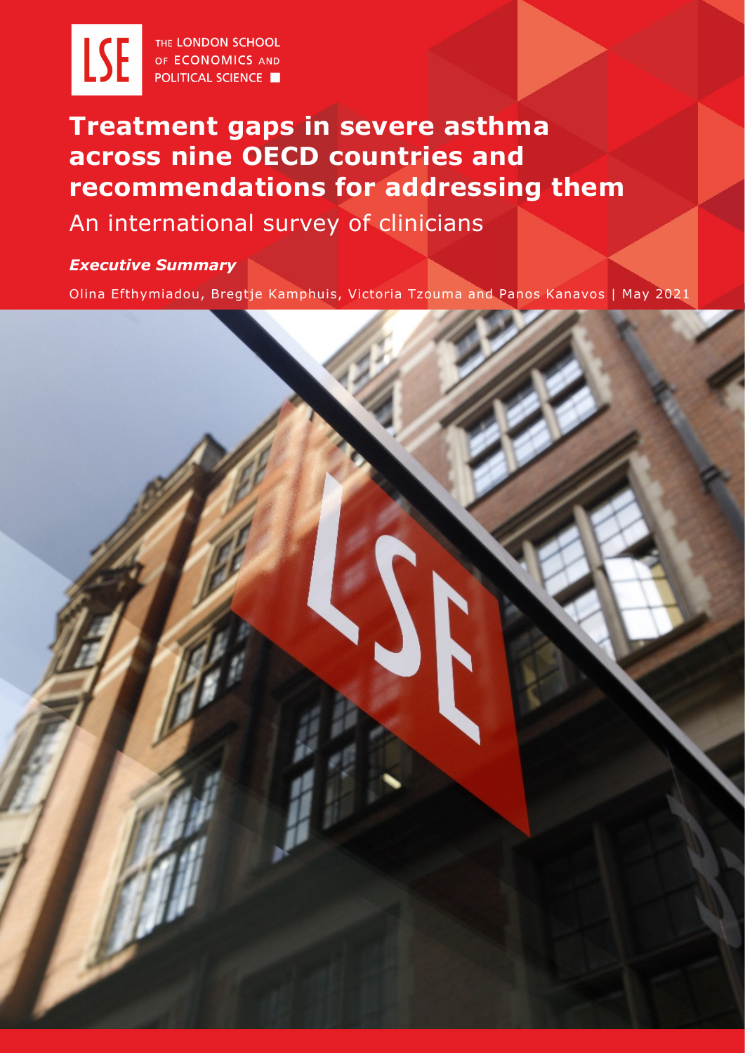THE LONDON SCHOOL OF ECONOMICS AND POLITICAL SCIENCE

# Treatment gaps in severe asthma across nine OECD countries and recommendations for addressing them

## An international survey of clinicians

***Executive Summary***

Olina Efthymiadou, Bregtje Kamphuis, Victoria Tzouma and Panos Kanavos | May 2021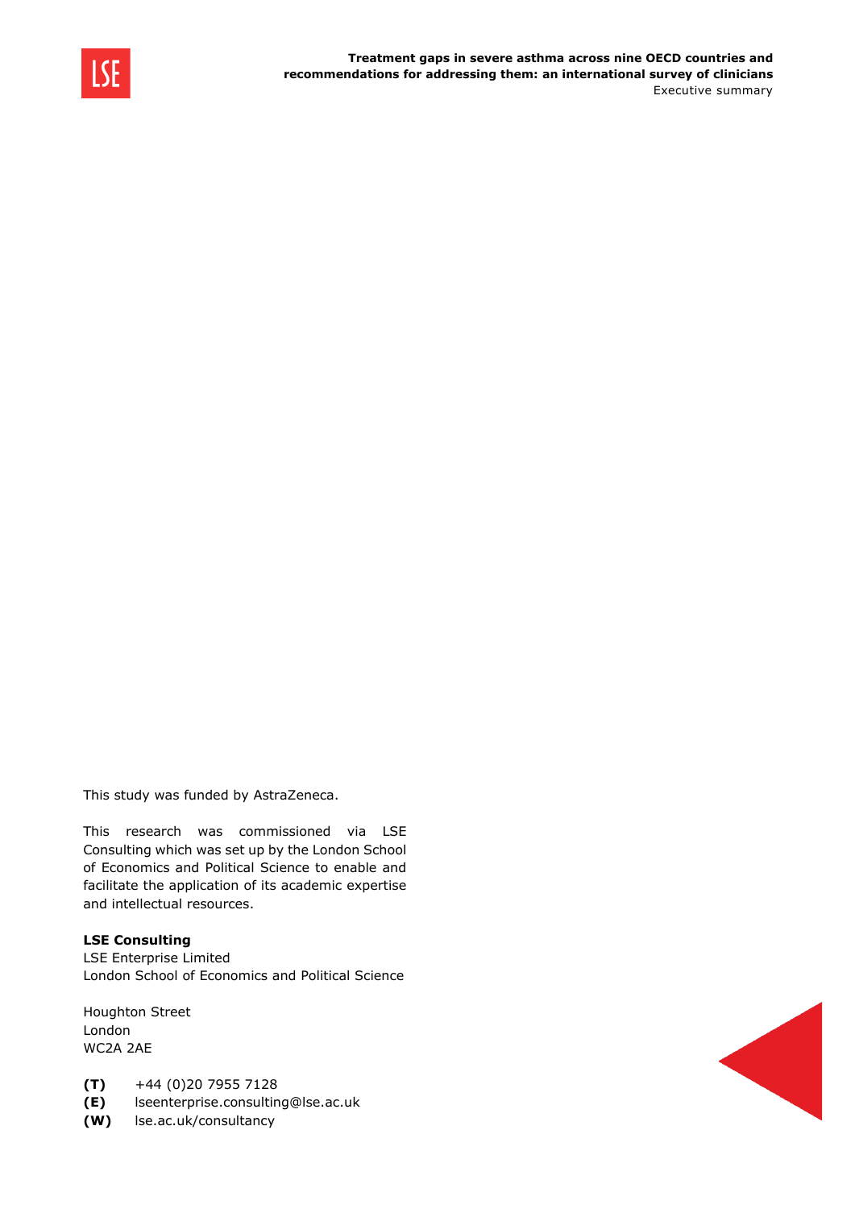This study was funded by AstraZeneca.

This research was commissioned via LSE Consulting which was set up by the London School of Economics and Political Science to enable and facilitate the application of its academic expertise and intellectual resources.

**LSE Consulting**
LSE Enterprise Limited
London School of Economics and Political Science

Houghton Street
London
WC2A 2AE

**(T)** +44 (0)20 7955 7128
**(E)** lseenterprise.consulting@lse.ac.uk
**(W)** lse.ac.uk/consultancy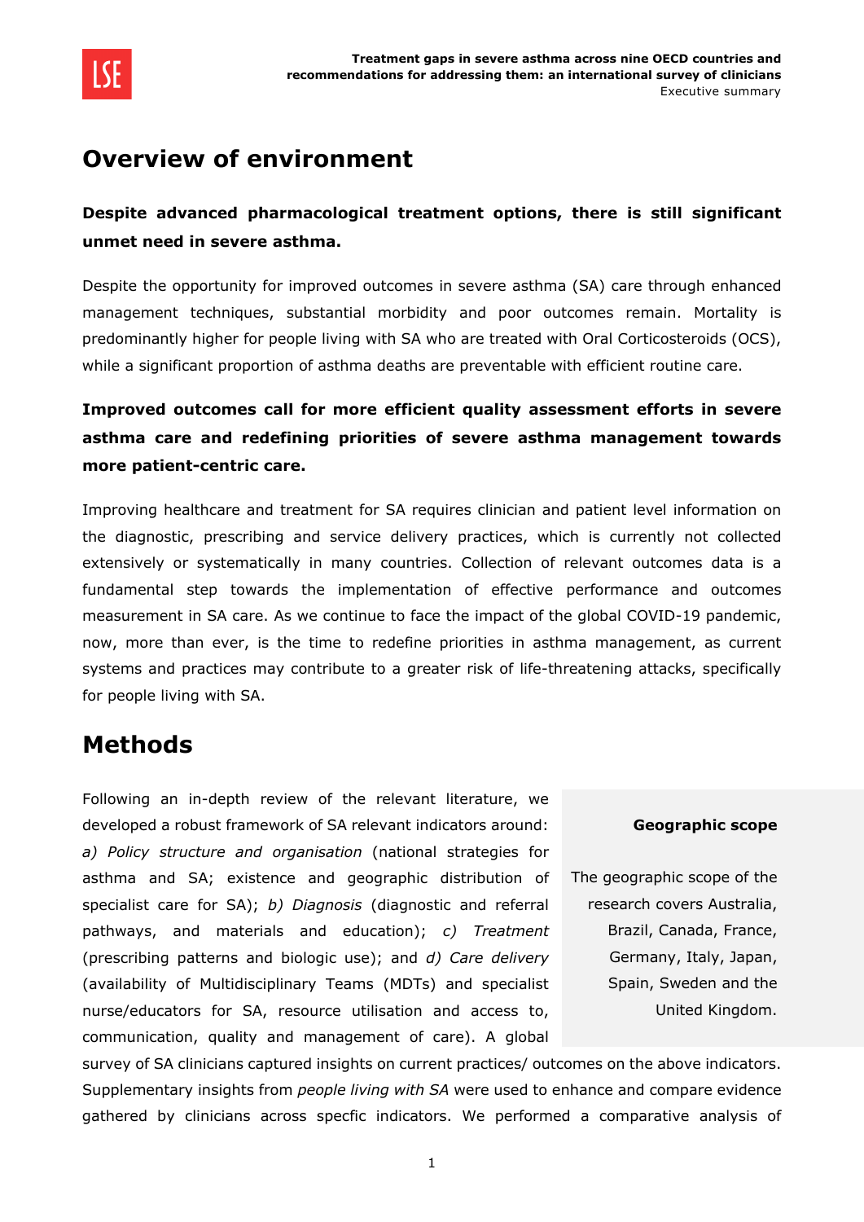## Overview of environment

**Despite advanced pharmacological treatment options, there is still significant unmet need in severe asthma.**

Despite the opportunity for improved outcomes in severe asthma (SA) care through enhanced management techniques, substantial morbidity and poor outcomes remain. Mortality is predominantly higher for people living with SA who are treated with Oral Corticosteroids (OCS), while a significant proportion of asthma deaths are preventable with efficient routine care.

**Improved outcomes call for more efficient quality assessment efforts in severe asthma care and redefining priorities of severe asthma management towards more patient-centric care.**

Improving healthcare and treatment for SA requires clinician and patient level information on the diagnostic, prescribing and service delivery practices, which is currently not collected extensively or systematically in many countries. Collection of relevant outcomes data is a fundamental step towards the implementation of effective performance and outcomes measurement in SA care. As we continue to face the impact of the global COVID-19 pandemic, now, more than ever, is the time to redefine priorities in asthma management, as current systems and practices may contribute to a greater risk of life-threatening attacks, specifically for people living with SA.

## Methods

**Geographic scope**

The geographic scope of the research covers Australia, Brazil, Canada, France, Germany, Italy, Japan, Spain, Sweden and the United Kingdom.

Following an in-depth review of the relevant literature, we developed a robust framework of SA relevant indicators around: *a) Policy structure and organisation* (national strategies for asthma and SA; existence and geographic distribution of specialist care for SA); *b) Diagnosis* (diagnostic and referral pathways, and materials and education); *c) Treatment* (prescribing patterns and biologic use); and *d) Care delivery* (availability of Multidisciplinary Teams (MDTs) and specialist nurse/educators for SA, resource utilisation and access to, communication, quality and management of care). A global survey of SA clinicians captured insights on current practices/ outcomes on the above indicators. Supplementary insights from *people living with SA* were used to enhance and compare evidence gathered by clinicians across specfic indicators. We performed a comparative analysis of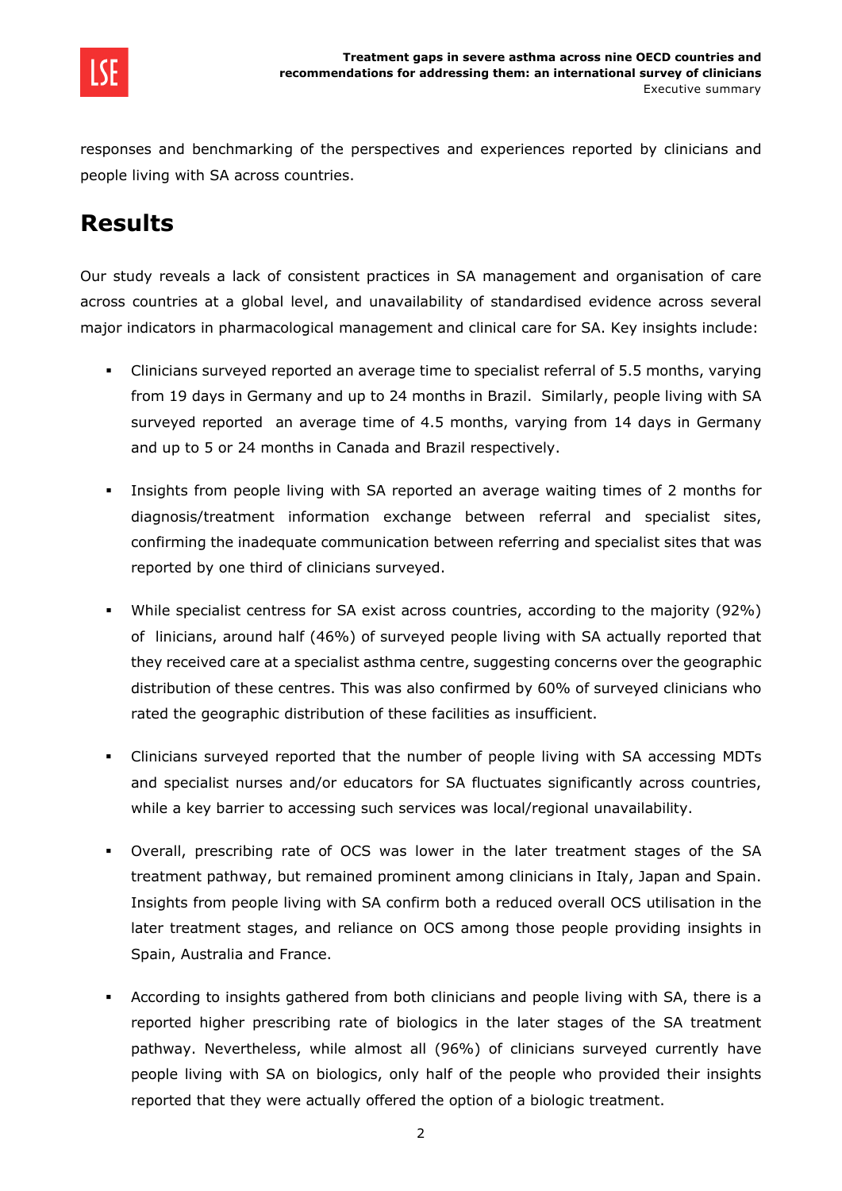responses and benchmarking of the perspectives and experiences reported by clinicians and people living with SA across countries.

## Results

Our study reveals a lack of consistent practices in SA management and organisation of care across countries at a global level, and unavailability of standardised evidence across several major indicators in pharmacological management and clinical care for SA. Key insights include:

- Clinicians surveyed reported an average time to specialist referral of 5.5 months, varying from 19 days in Germany and up to 24 months in Brazil. Similarly, people living with SA surveyed reported an average time of 4.5 months, varying from 14 days in Germany and up to 5 or 24 months in Canada and Brazil respectively.

- Insights from people living with SA reported an average waiting times of 2 months for diagnosis/treatment information exchange between referral and specialist sites, confirming the inadequate communication between referring and specialist sites that was reported by one third of clinicians surveyed.

- While specialist centress for SA exist across countries, according to the majority (92%) of linicians, around half (46%) of surveyed people living with SA actually reported that they received care at a specialist asthma centre, suggesting concerns over the geographic distribution of these centres. This was also confirmed by 60% of surveyed clinicians who rated the geographic distribution of these facilities as insufficient.

- Clinicians surveyed reported that the number of people living with SA accessing MDTs and specialist nurses and/or educators for SA fluctuates significantly across countries, while a key barrier to accessing such services was local/regional unavailability.

- Overall, prescribing rate of OCS was lower in the later treatment stages of the SA treatment pathway, but remained prominent among clinicians in Italy, Japan and Spain. Insights from people living with SA confirm both a reduced overall OCS utilisation in the later treatment stages, and reliance on OCS among those people providing insights in Spain, Australia and France.

- According to insights gathered from both clinicians and people living with SA, there is a reported higher prescribing rate of biologics in the later stages of the SA treatment pathway. Nevertheless, while almost all (96%) of clinicians surveyed currently have people living with SA on biologics, only half of the people who provided their insights reported that they were actually offered the option of a biologic treatment.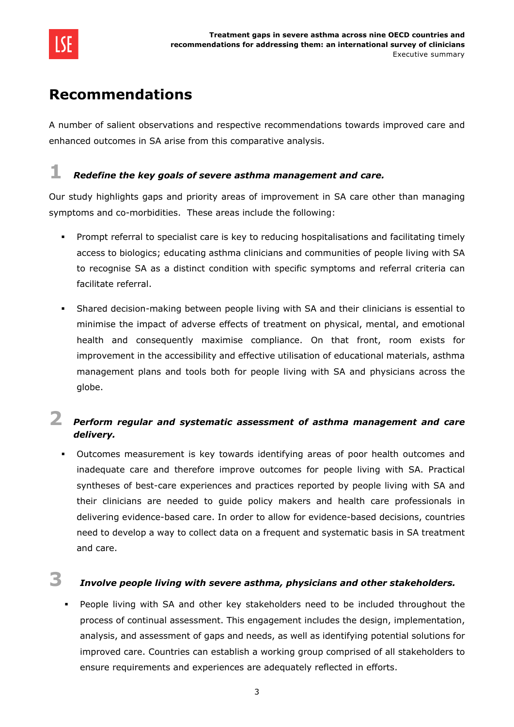## Recommendations

A number of salient observations and respective recommendations towards improved care and enhanced outcomes in SA arise from this comparative analysis.

### 1 *Redefine the key goals of severe asthma management and care.*

Our study highlights gaps and priority areas of improvement in SA care other than managing symptoms and co-morbidities. These areas include the following:

- Prompt referral to specialist care is key to reducing hospitalisations and facilitating timely access to biologics; educating asthma clinicians and communities of people living with SA to recognise SA as a distinct condition with specific symptoms and referral criteria can facilitate referral.
- Shared decision-making between people living with SA and their clinicians is essential to minimise the impact of adverse effects of treatment on physical, mental, and emotional health and consequently maximise compliance. On that front, room exists for improvement in the accessibility and effective utilisation of educational materials, asthma management plans and tools both for people living with SA and physicians across the globe.

### 2 *Perform regular and systematic assessment of asthma management and care delivery.*

- Outcomes measurement is key towards identifying areas of poor health outcomes and inadequate care and therefore improve outcomes for people living with SA. Practical syntheses of best-care experiences and practices reported by people living with SA and their clinicians are needed to guide policy makers and health care professionals in delivering evidence-based care. In order to allow for evidence-based decisions, countries need to develop a way to collect data on a frequent and systematic basis in SA treatment and care.

### 3 *Involve people living with severe asthma, physicians and other stakeholders.*

- People living with SA and other key stakeholders need to be included throughout the process of continual assessment. This engagement includes the design, implementation, analysis, and assessment of gaps and needs, as well as identifying potential solutions for improved care. Countries can establish a working group comprised of all stakeholders to ensure requirements and experiences are adequately reflected in efforts.